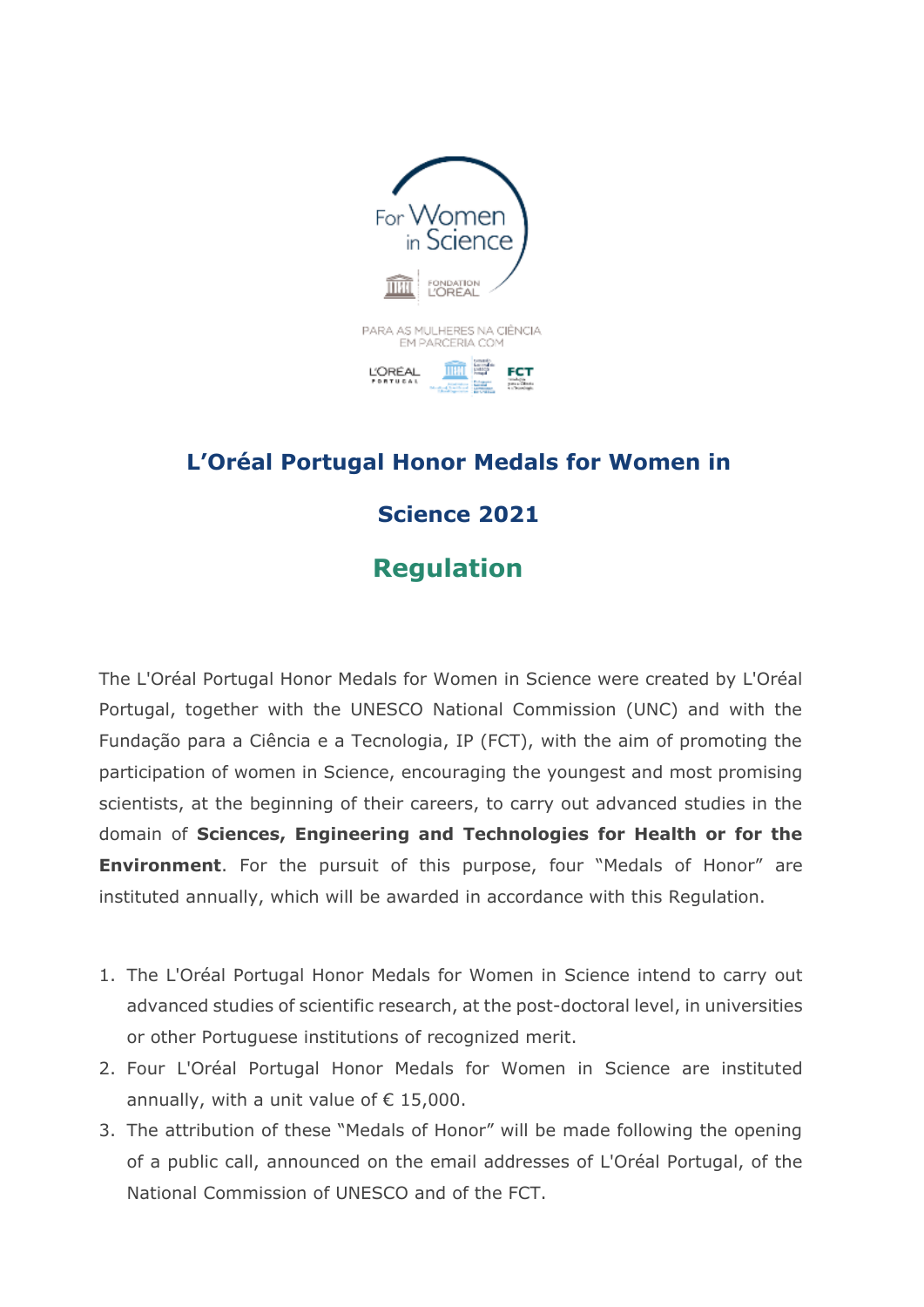# L'Oréal Portugal Honor Medals for Women in Science 2021

## Regulation

The L'Oréal Portugal Honor Medals for Women in Science were created by L'Oréal Portugal, together with the UNESCO National Commission (UNC) and with the Fundação para a Ciência e a Tecnologia, IP (FCT), with the aim of promoting the participation of women in Science, encouraging the youngest and most promising scientists, at the beginning of their careers, to carry out advanced studies in the domain of **Sciences, Engineering and Technologies for Health or for the Environment**. For the pursuit of this purpose, four "Medals of Honor" are instituted annually, which will be awarded in accordance with this Regulation.

1. The L'Oréal Portugal Honor Medals for Women in Science intend to carry out advanced studies of scientific research, at the post-doctoral level, in universities or other Portuguese institutions of recognized merit.
2. Four L'Oréal Portugal Honor Medals for Women in Science are instituted annually, with a unit value of € 15,000.
3. The attribution of these "Medals of Honor" will be made following the opening of a public call, announced on the email addresses of L'Oréal Portugal, of the National Commission of UNESCO and of the FCT.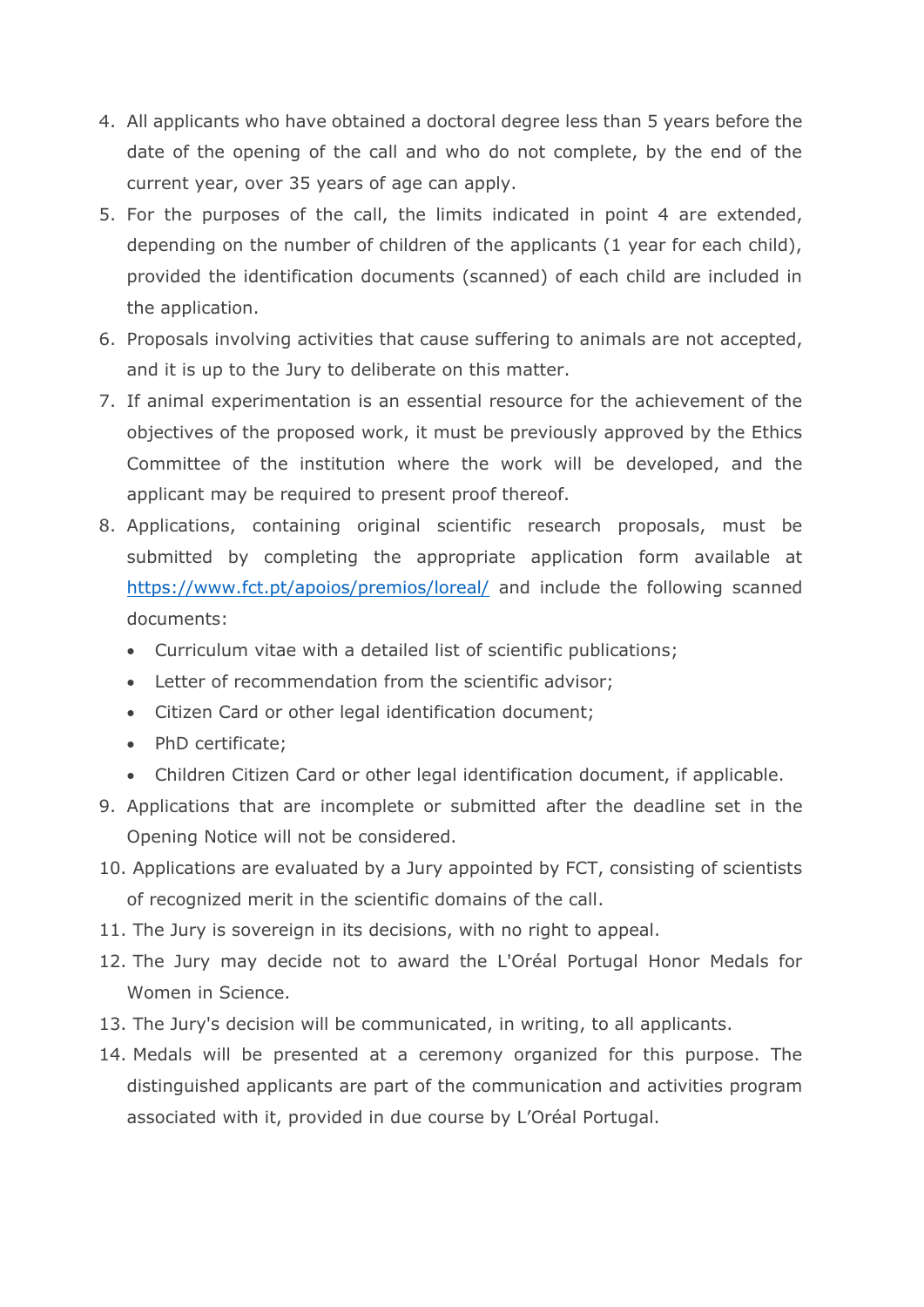4. All applicants who have obtained a doctoral degree less than 5 years before the date of the opening of the call and who do not complete, by the end of the current year, over 35 years of age can apply.
5. For the purposes of the call, the limits indicated in point 4 are extended, depending on the number of children of the applicants (1 year for each child), provided the identification documents (scanned) of each child are included in the application.
6. Proposals involving activities that cause suffering to animals are not accepted, and it is up to the Jury to deliberate on this matter.
7. If animal experimentation is an essential resource for the achievement of the objectives of the proposed work, it must be previously approved by the Ethics Committee of the institution where the work will be developed, and the applicant may be required to present proof thereof.
8. Applications, containing original scientific research proposals, must be submitted by completing the appropriate application form available at [https://www.fct.pt/apoios/premios/loreal/](https://www.fct.pt/apoios/premios/loreal/) and include the following scanned documents:
   - Curriculum vitae with a detailed list of scientific publications;
   - Letter of recommendation from the scientific advisor;
   - Citizen Card or other legal identification document;
   - PhD certificate;
   - Children Citizen Card or other legal identification document, if applicable.
9. Applications that are incomplete or submitted after the deadline set in the Opening Notice will not be considered.
10. Applications are evaluated by a Jury appointed by FCT, consisting of scientists of recognized merit in the scientific domains of the call.
11. The Jury is sovereign in its decisions, with no right to appeal.
12. The Jury may decide not to award the L'Oréal Portugal Honor Medals for Women in Science.
13. The Jury's decision will be communicated, in writing, to all applicants.
14. Medals will be presented at a ceremony organized for this purpose. The distinguished applicants are part of the communication and activities program associated with it, provided in due course by L'Oréal Portugal.